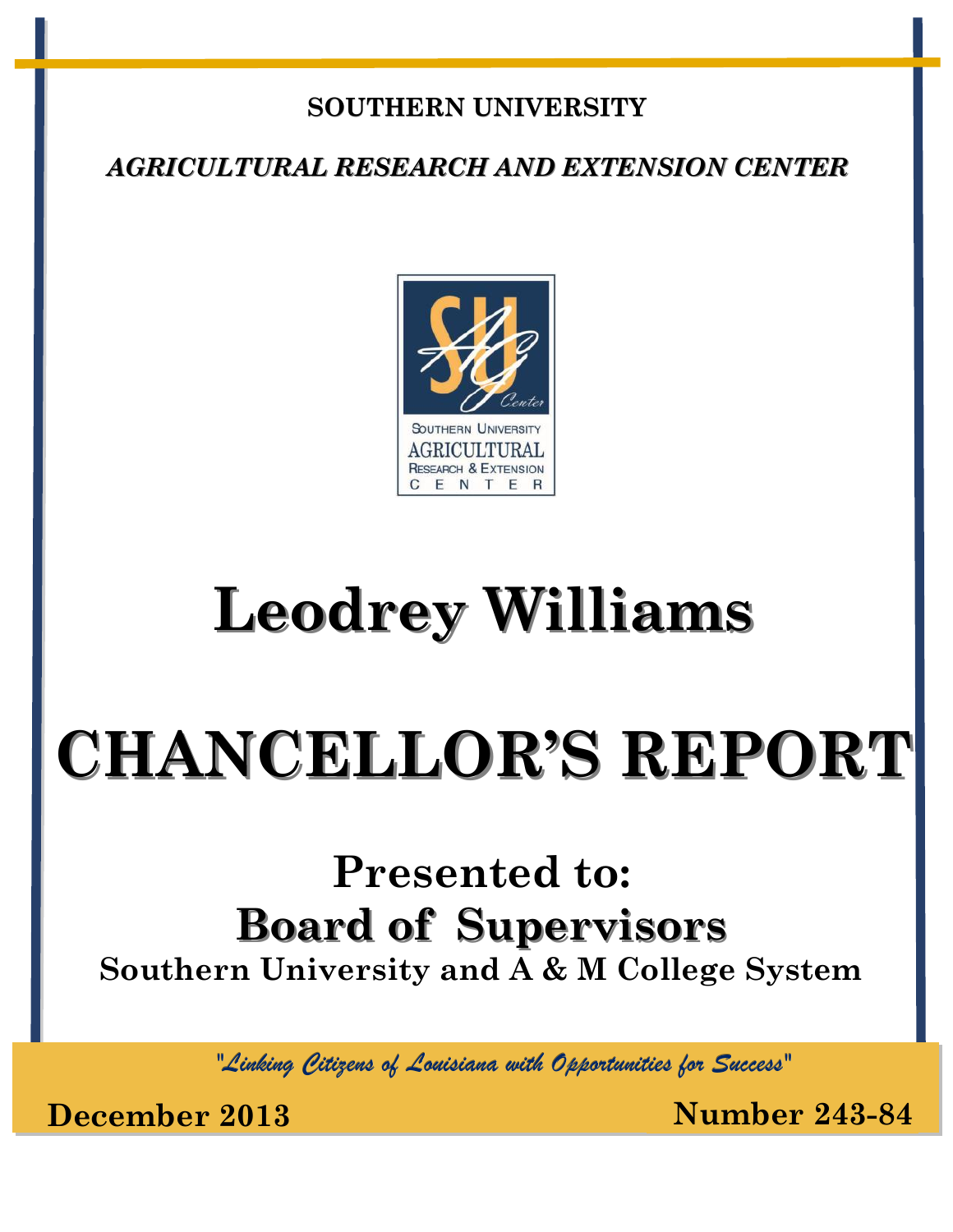**SOUTHERN UNIVERSITY**

***AGRICULTURAL RESEARCH AND EXTENSION CENTER***

# Leodrey Williams

# CHANCELLOR'S REPORT

## Presented to:

## Board of Supervisors

**Southern University and A & M College System**

*"Linking Citizens of Louisiana with Opportunities for Success"*

**December 2013** **Number 243-84**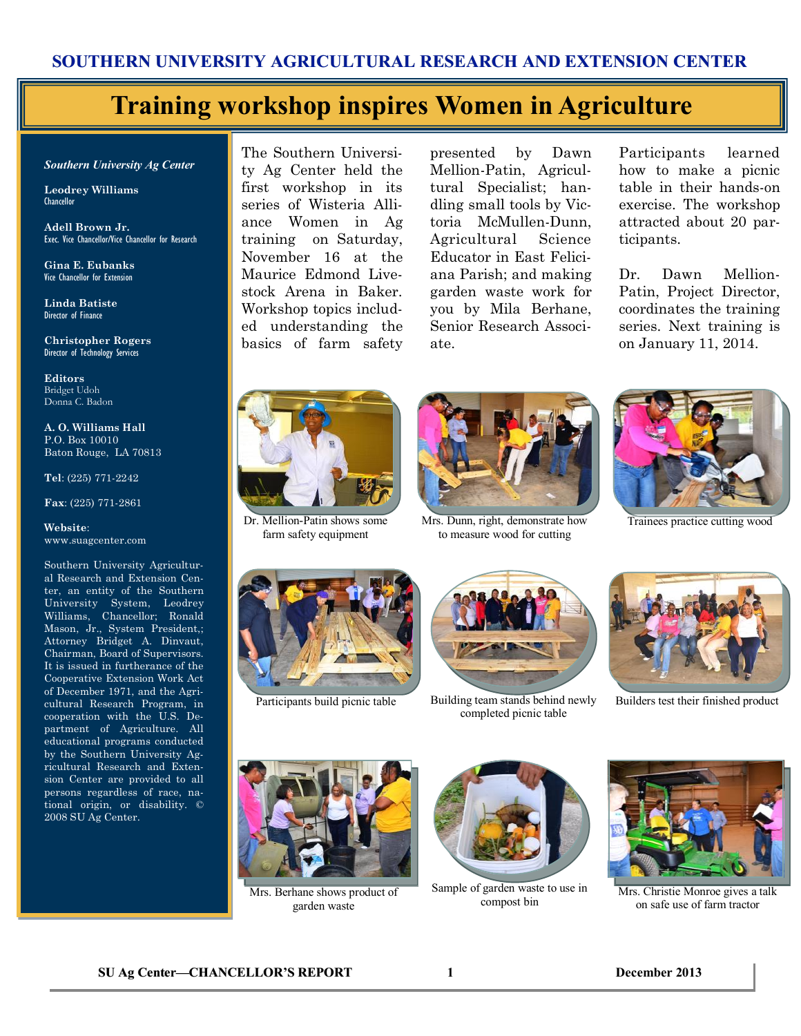SOUTHERN UNIVERSITY AGRICULTURAL RESEARCH AND EXTENSION CENTER

# Training workshop inspires Women in Agriculture

***Southern University Ag Center***

**Leodrey Williams**
Chancellor

**Adell Brown Jr.**
Exec. Vice Chancellor/Vice Chancellor for Research

**Gina E. Eubanks**
Vice Chancellor for Extension

**Linda Batiste**
Director of Finance

**Christopher Rogers**
Director of Technology Services

**Editors**
Bridget Udoh
Donna C. Badon

**A. O. Williams Hall**
P.O. Box 10010
Baton Rouge, LA 70813

**Tel**: (225) 771-2242

**Fax**: (225) 771-2861

**Website**:
www.suagcenter.com

Southern University Agricultural Research and Extension Center, an entity of the Southern University System, Leodrey Williams, Chancellor; Ronald Mason, Jr., System President,; Attorney Bridget A. Dinvaut, Chairman, Board of Supervisors. It is issued in furtherance of the Cooperative Extension Work Act of December 1971, and the Agricultural Research Program, in cooperation with the U.S. Department of Agriculture. All educational programs conducted by the Southern University Agricultural Research and Extension Center are provided to all persons regardless of race, national origin, or disability. © 2008 SU Ag Center.

The Southern University Ag Center held the first workshop in its series of Wisteria Alliance Women in Ag training on Saturday, November 16 at the Maurice Edmond Livestock Arena in Baker. Workshop topics included understanding the basics of farm safety presented by Dawn Mellion-Patin, Agricultural Specialist; handling small tools by Victoria McMullen-Dunn, Agricultural Science Educator in East Feliciana Parish; and making garden waste work for you by Mila Berhane, Senior Research Associate.

Participants learned how to make a picnic table in their hands-on exercise. The workshop attracted about 20 participants.

Dr. Dawn Mellion-Patin, Project Director, coordinates the training series. Next training is on January 11, 2014.

Dr. Mellion-Patin shows some farm safety equipment

Mrs. Dunn, right, demonstrate how to measure wood for cutting

Trainees practice cutting wood

Participants build picnic table

Building team stands behind newly completed picnic table

Builders test their finished product

Mrs. Berhane shows product of garden waste

Sample of garden waste to use in compost bin

Mrs. Christie Monroe gives a talk on safe use of farm tractor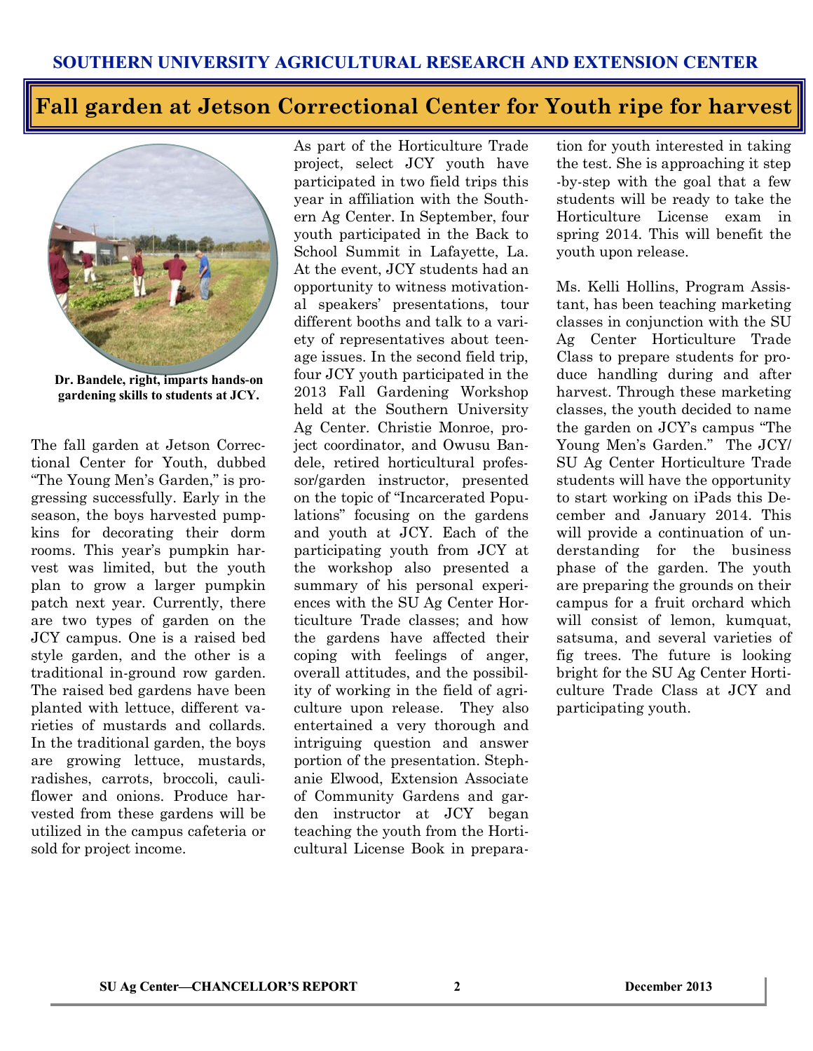## Fall garden at Jetson Correctional Center for Youth ripe for harvest

**Dr. Bandele, right, imparts hands-on gardening skills to students at JCY.**

The fall garden at Jetson Correctional Center for Youth, dubbed "The Young Men's Garden," is progressing successfully. Early in the season, the boys harvested pumpkins for decorating their dorm rooms. This year's pumpkin harvest was limited, but the youth plan to grow a larger pumpkin patch next year. Currently, there are two types of garden on the JCY campus. One is a raised bed style garden, and the other is a traditional in-ground row garden. The raised bed gardens have been planted with lettuce, different varieties of mustards and collards. In the traditional garden, the boys are growing lettuce, mustards, radishes, carrots, broccoli, cauliflower and onions. Produce harvested from these gardens will be utilized in the campus cafeteria or sold for project income.

As part of the Horticulture Trade project, select JCY youth have participated in two field trips this year in affiliation with the Southern Ag Center. In September, four youth participated in the Back to School Summit in Lafayette, La. At the event, JCY students had an opportunity to witness motivational speakers' presentations, tour different booths and talk to a variety of representatives about teenage issues. In the second field trip, four JCY youth participated in the 2013 Fall Gardening Workshop held at the Southern University Ag Center. Christie Monroe, project coordinator, and Owusu Bandele, retired horticultural professor/garden instructor, presented on the topic of "Incarcerated Populations" focusing on the gardens and youth at JCY. Each of the participating youth from JCY at the workshop also presented a summary of his personal experiences with the SU Ag Center Horticulture Trade classes; and how the gardens have affected their coping with feelings of anger, overall attitudes, and the possibility of working in the field of agriculture upon release. They also entertained a very thorough and intriguing question and answer portion of the presentation. Stephanie Elwood, Extension Associate of Community Gardens and garden instructor at JCY began teaching the youth from the Horticultural License Book in preparation for youth interested in taking the test. She is approaching it step-by-step with the goal that a few students will be ready to take the Horticulture License exam in spring 2014. This will benefit the youth upon release.

Ms. Kelli Hollins, Program Assistant, has been teaching marketing classes in conjunction with the SU Ag Center Horticulture Trade Class to prepare students for produce handling during and after harvest. Through these marketing classes, the youth decided to name the garden on JCY's campus "The Young Men's Garden." The JCY/SU Ag Center Horticulture Trade students will have the opportunity to start working on iPads this December and January 2014. This will provide a continuation of understanding for the business phase of the garden. The youth are preparing the grounds on their campus for a fruit orchard which will consist of lemon, kumquat, satsuma, and several varieties of fig trees. The future is looking bright for the SU Ag Center Horticulture Trade Class at JCY and participating youth.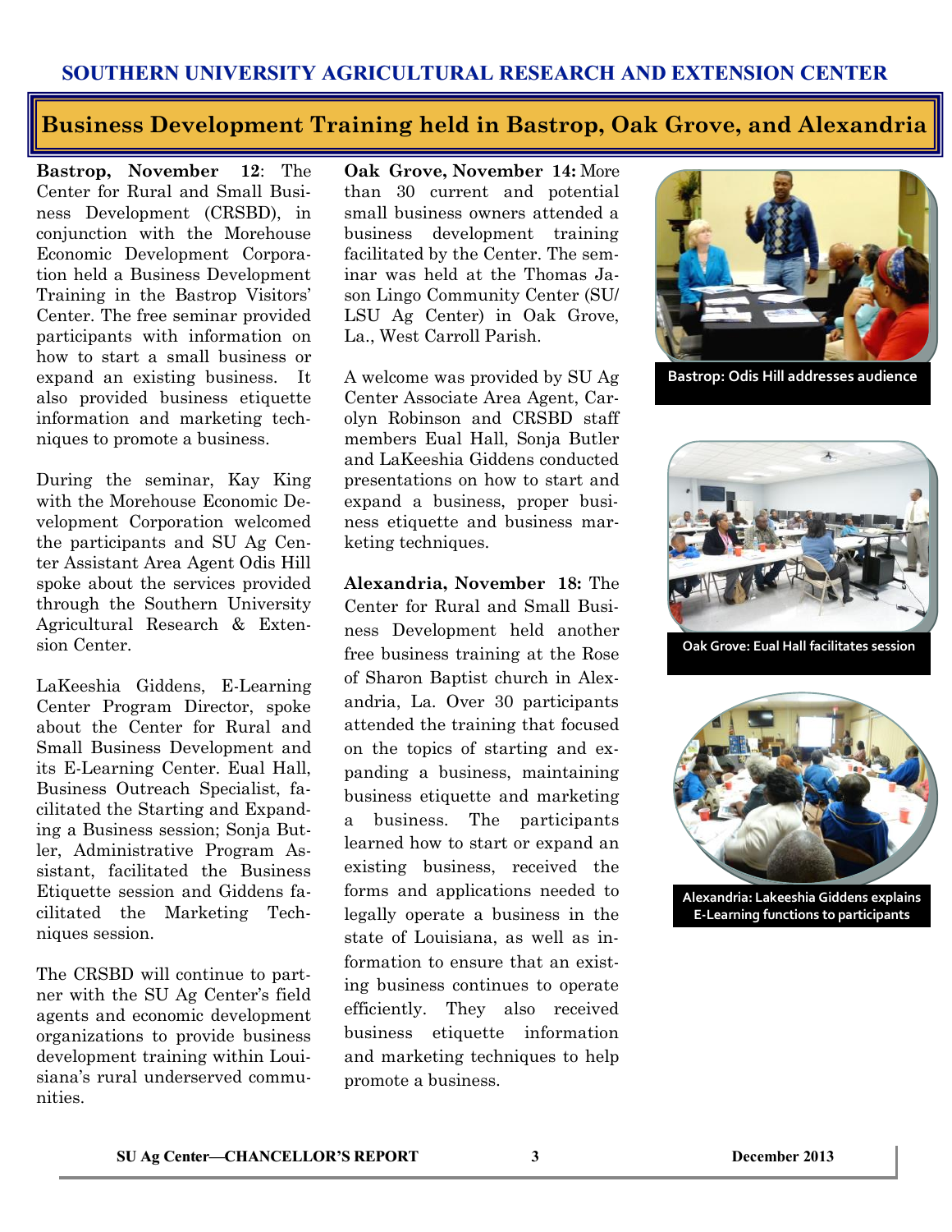## Business Development Training held in Bastrop, Oak Grove, and Alexandria

**Bastrop, November 12**: The Center for Rural and Small Business Development (CRSBD), in conjunction with the Morehouse Economic Development Corporation held a Business Development Training in the Bastrop Visitors' Center. The free seminar provided participants with information on how to start a small business or expand an existing business. It also provided business etiquette information and marketing techniques to promote a business.

During the seminar, Kay King with the Morehouse Economic Development Corporation welcomed the participants and SU Ag Center Assistant Area Agent Odis Hill spoke about the services provided through the Southern University Agricultural Research & Extension Center.

LaKeeshia Giddens, E-Learning Center Program Director, spoke about the Center for Rural and Small Business Development and its E-Learning Center. Eual Hall, Business Outreach Specialist, facilitated the Starting and Expanding a Business session; Sonja Butler, Administrative Program Assistant, facilitated the Business Etiquette session and Giddens facilitated the Marketing Techniques session.

The CRSBD will continue to partner with the SU Ag Center's field agents and economic development organizations to provide business development training within Louisiana's rural underserved communities.

**Oak Grove, November 14:** More than 30 current and potential small business owners attended a business development training facilitated by the Center. The seminar was held at the Thomas Jason Lingo Community Center (SU/LSU Ag Center) in Oak Grove, La., West Carroll Parish.

A welcome was provided by SU Ag Center Associate Area Agent, Carolyn Robinson and CRSBD staff members Eual Hall, Sonja Butler and LaKeeshia Giddens conducted presentations on how to start and expand a business, proper business etiquette and business marketing techniques.

**Alexandria, November 18:** The Center for Rural and Small Business Development held another free business training at the Rose of Sharon Baptist church in Alexandria, La. Over 30 participants attended the training that focused on the topics of starting and expanding a business, maintaining business etiquette and marketing a business. The participants learned how to start or expand an existing business, received the forms and applications needed to legally operate a business in the state of Louisiana, as well as information to ensure that an existing business continues to operate efficiently. They also received business etiquette information and marketing techniques to help promote a business.

Bastrop: Odis Hill addresses audience

Oak Grove: Eual Hall facilitates session

Alexandria: Lakeeshia Giddens explains E-Learning functions to participants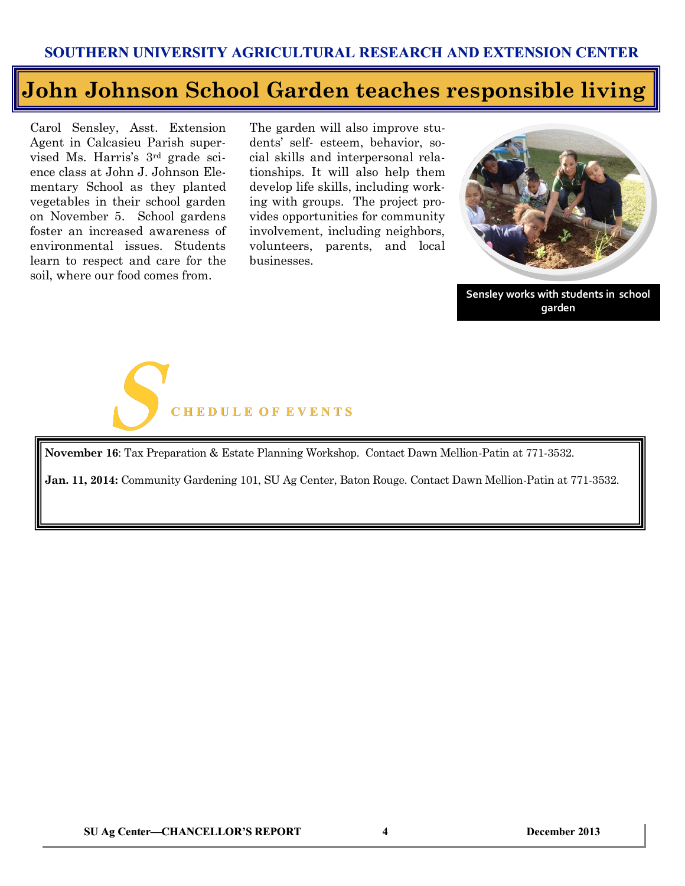SOUTHERN UNIVERSITY AGRICULTURAL RESEARCH AND EXTENSION CENTER

# John Johnson School Garden teaches responsible living

Carol Sensley, Asst. Extension Agent in Calcasieu Parish supervised Ms. Harris's 3rd grade science class at John J. Johnson Elementary School as they planted vegetables in their school garden on November 5. School gardens foster an increased awareness of environmental issues. Students learn to respect and care for the soil, where our food comes from.

The garden will also improve students' self- esteem, behavior, social skills and interpersonal relationships. It will also help them develop life skills, including working with groups. The project provides opportunities for community involvement, including neighbors, volunteers, parents, and local businesses.

Sensley works with students in school garden

## SCHEDULE OF EVENTS

**November 16**: Tax Preparation & Estate Planning Workshop. Contact Dawn Mellion-Patin at 771-3532.

**Jan. 11, 2014:** Community Gardening 101, SU Ag Center, Baton Rouge. Contact Dawn Mellion-Patin at 771-3532.